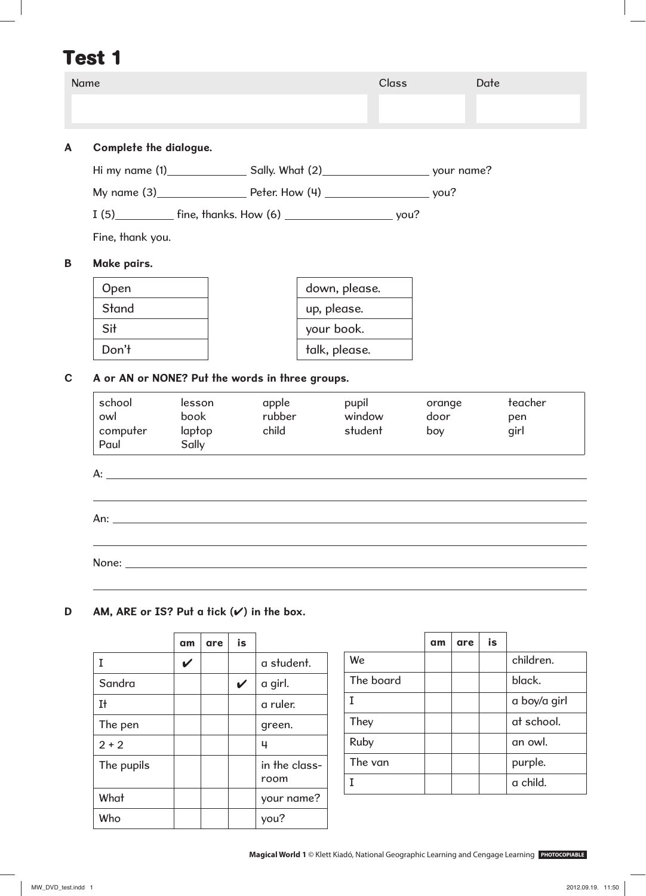# Test 1

| Name | Class | Date |
|---|---|---|
| | | |

**A Complete the dialogue.**

Hi my name (1)____________ Sally. What (2)________________ your name?

My name (3)____________ Peter. How (4) ________________ you?

I (5)_________ fine, thanks. How (6) ________________ you?

Fine, thank you.

**B Make pairs.**

| |
|---|
| Open |
| Stand |
| Sit |
| Don't |

| |
|---|
| down, please. |
| up, please. |
| your book. |
| talk, please. |

**C A or AN or NONE? Put the words in three groups.**

| | | | | | |
|---|---|---|---|---|---|
| school | lesson | apple | pupil | orange | teacher |
| owl | book | rubber | window | door | pen |
| computer | laptop | child | student | boy | girl |
| Paul | Sally | | | | |

A: ______________________________________________

______________________________________________

An: ______________________________________________

______________________________________________

None: ______________________________________________

______________________________________________

**D AM, ARE or IS? Put a tick (✔) in the box.**

| | am | are | is | |
|---|---|---|---|---|
| I | ✔ | | | a student. |
| Sandra | | | ✔ | a girl. |
| It | | | | a ruler. |
| The pen | | | | green. |
| 2 + 2 | | | | 4 |
| The pupils | | | | in the classroom |
| What | | | | your name? |
| Who | | | | you? |

| | am | are | is | |
|---|---|---|---|---|
| We | | | | children. |
| The board | | | | black. |
| I | | | | a boy/a girl |
| They | | | | at school. |
| Ruby | | | | an owl. |
| The van | | | | purple. |
| I | | | | a child. |

**Magical World 1** © Klett Kiadó, National Geographic Learning and Cengage Learning PHOTOCOPIABLE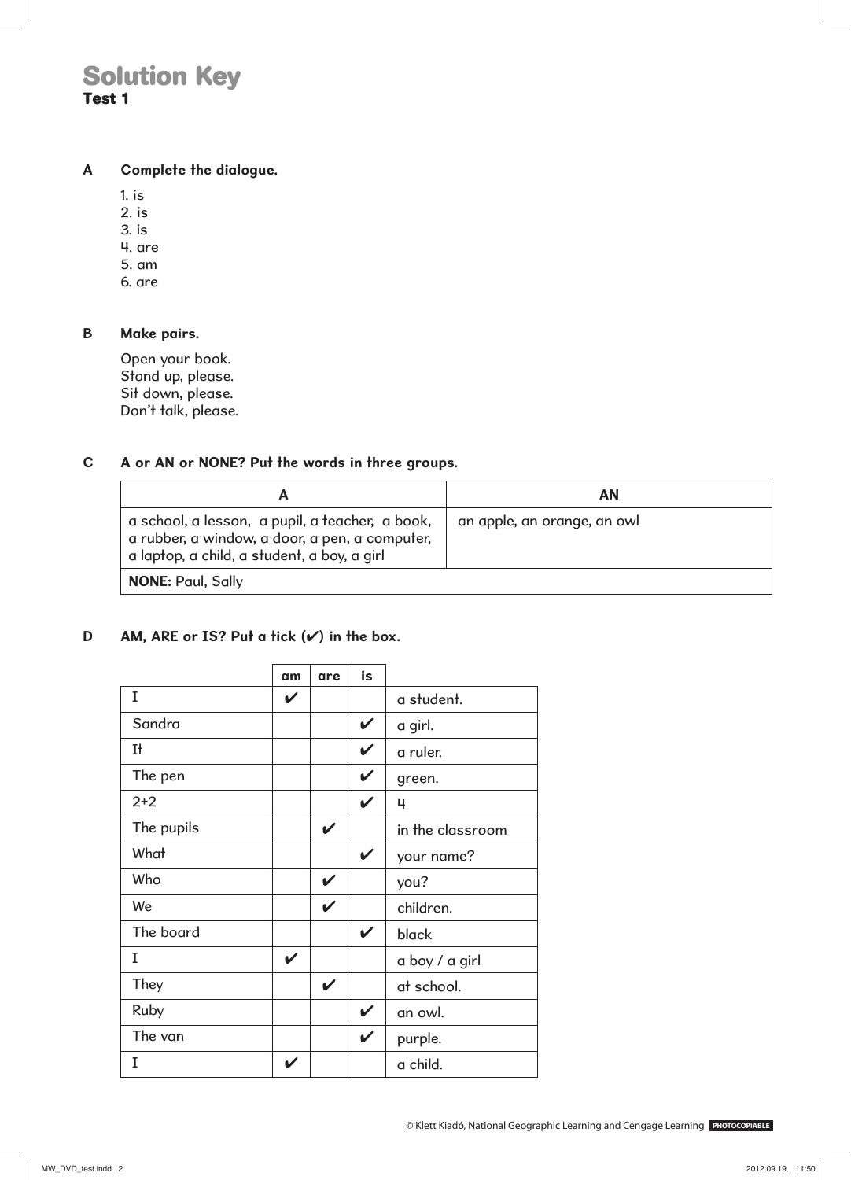# Solution Key

## Test 1

### A Complete the dialogue.

1. is
2. is
3. is
4. are
5. am
6. are

### B Make pairs.

Open your book.
Stand up, please.
Sit down, please.
Don't talk, please.

### C A or AN or NONE? Put the words in three groups.

| A | AN |
|---|---|
| a school, a lesson, a pupil, a teacher, a book, a rubber, a window, a door, a pen, a computer, a laptop, a child, a student, a boy, a girl | an apple, an orange, an owl |
| **NONE:** Paul, Sally | |

### D AM, ARE or IS? Put a tick (✔) in the box.

| | am | are | is | |
|---|---|---|---|---|
| I | ✔ | | | a student. |
| Sandra | | | ✔ | a girl. |
| It | | | ✔ | a ruler. |
| The pen | | | ✔ | green. |
| 2+2 | | | ✔ | 4 |
| The pupils | | ✔ | | in the classroom |
| What | | | ✔ | your name? |
| Who | | ✔ | | you? |
| We | | ✔ | | children. |
| The board | | | ✔ | black |
| I | ✔ | | | a boy / a girl |
| They | | ✔ | | at school. |
| Ruby | | | ✔ | an owl. |
| The van | | | ✔ | purple. |
| I | ✔ | | | a child. |

© Klett Kiadó, National Geographic Learning and Cengage Learning PHOTOCOPIABLE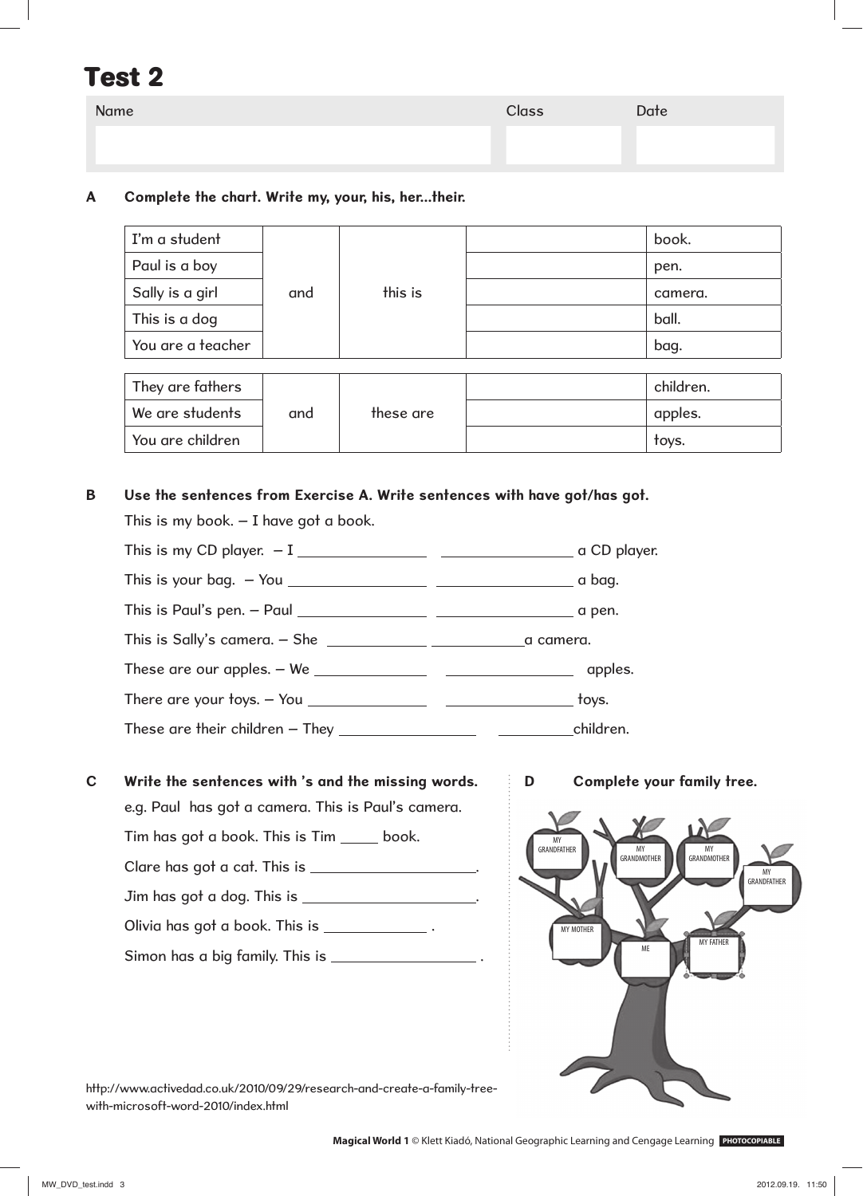# Test 2

| Name | Class | Date |
|---|---|---|
| | | |

**A Complete the chart. Write my, your, his, her...their.**

| | | | | |
|---|---|---|---|---|
| I'm a student | and | this is | | book. |
| Paul is a boy | | | | pen. |
| Sally is a girl | | | | camera. |
| This is a dog | | | | ball. |
| You are a teacher | | | | bag. |

| | | | | |
|---|---|---|---|---|
| They are fathers | and | these are | | children. |
| We are students | | | | apples. |
| You are children | | | | toys. |

**B Use the sentences from Exercise A. Write sentences with have got/has got.**

This is my book. – I have got a book.

This is my CD player. – I ________________ ________________ a CD player.

This is your bag. – You ________________ ________________ a bag.

This is Paul's pen. – Paul ________________ ________________ a pen.

This is Sally's camera. – She ____________ ____________ a camera.

These are our apples. – We ________________ ________________ apples.

There are your toys. – You ________________ ________________ toys.

These are their children – They ________________ __________ children.

**C Write the sentences with 's and the missing words.**

e.g. Paul has got a camera. This is Paul's camera.

Tim has got a book. This is Tim _____ book.

Clare has got a cat. This is ______________________.

Jim has got a dog. This is ______________________.

Olivia has got a book. This is ______________ .

Simon has a big family. This is ______________________ .

**D Complete your family tree.**

MY GRANDFATHER, MY GRANDMOTHER, MY GRANDMOTHER, MY GRANDFATHER, MY MOTHER, ME, MY FATHER

http://www.activedad.co.uk/2010/09/29/research-and-create-a-family-tree-with-microsoft-word-2010/index.html

**Magical World 1** © Klett Kiadó, National Geographic Learning and Cengage Learning PHOTOCOPIABLE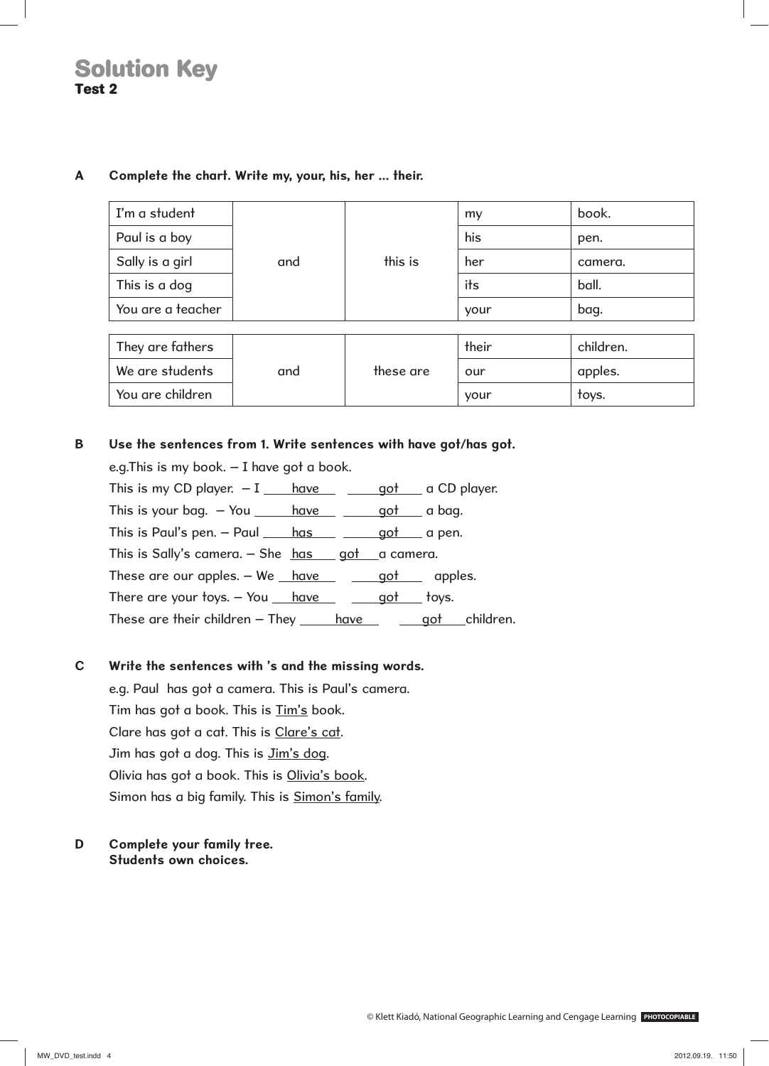# Solution Key

**Test 2**

**A Complete the chart. Write my, your, his, her ... their.**

| | | | | |
|---|---|---|---|---|
| I'm a student | and | this is | my | book. |
| Paul is a boy | | | his | pen. |
| Sally is a girl | | | her | camera. |
| This is a dog | | | its | ball. |
| You are a teacher | | | your | bag. |

| | | | | |
|---|---|---|---|---|
| They are fathers | and | these are | their | children. |
| We are students | | | our | apples. |
| You are children | | | your | toys. |

**B Use the sentences from 1. Write sentences with have got/has got.**

e.g.This is my book. – I have got a book.

This is my CD player. – I have got a CD player.

This is your bag. – You have got a bag.

This is Paul's pen. – Paul has got a pen.

This is Sally's camera. – She has got a camera.

These are our apples. – We have got apples.

There are your toys. – You have got toys.

These are their children – They have got children.

**C Write the sentences with 's and the missing words.**

e.g. Paul has got a camera. This is Paul's camera.

Tim has got a book. This is Tim's book.

Clare has got a cat. This is Clare's cat.

Jim has got a dog. This is Jim's dog.

Olivia has got a book. This is Olivia's book.

Simon has a big family. This is Simon's family.

**D Complete your family tree.**
**Students own choices.**

© Klett Kiadó, National Geographic Learning and Cengage Learning PHOTOCOPIABLE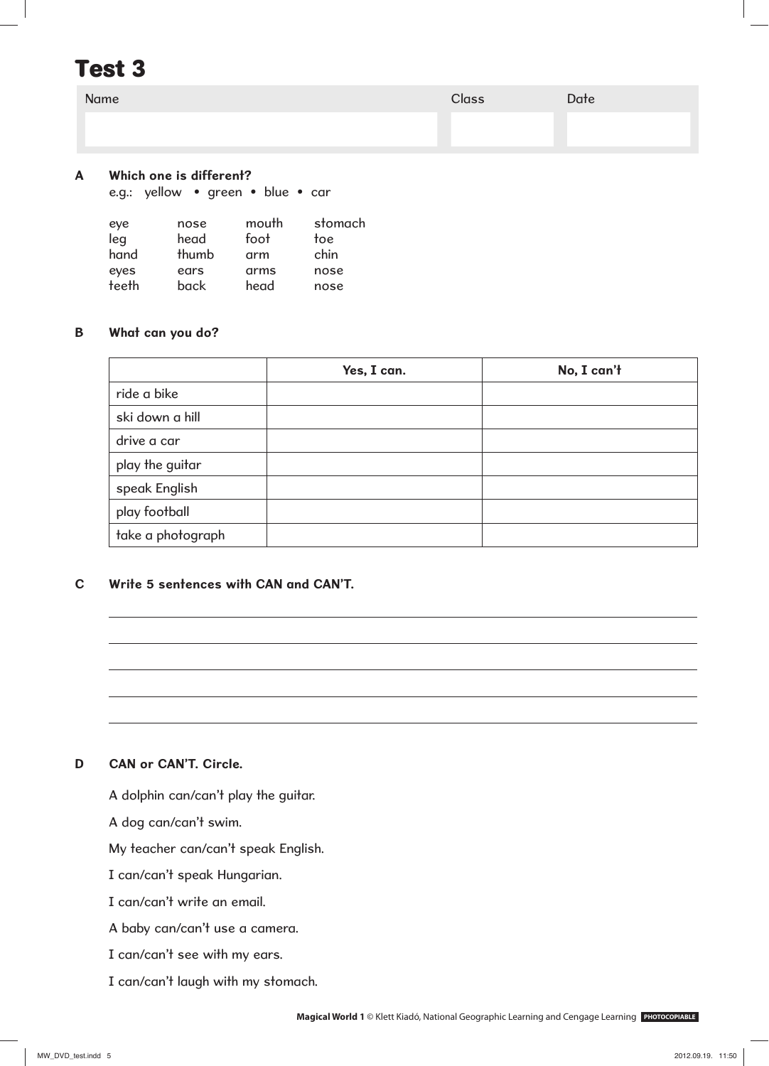# Test 3

| Name | Class | Date |
| --- | --- | --- |
| | | |

**A Which one is different?**

e.g.: yellow • green • blue • car

| | | | |
| --- | --- | --- | --- |
| eye | nose | mouth | stomach |
| leg | head | foot | toe |
| hand | thumb | arm | chin |
| eyes | ears | arms | nose |
| teeth | back | head | nose |

**B What can you do?**

| | Yes, I can. | No, I can't |
| --- | --- | --- |
| ride a bike | | |
| ski down a hill | | |
| drive a car | | |
| play the guitar | | |
| speak English | | |
| play football | | |
| take a photograph | | |

**C Write 5 sentences with CAN and CAN'T.**

\_\_\_\_\_\_\_\_\_\_\_\_\_\_\_\_\_\_\_\_\_\_\_\_\_\_\_\_\_\_\_\_\_\_\_\_\_\_\_\_

\_\_\_\_\_\_\_\_\_\_\_\_\_\_\_\_\_\_\_\_\_\_\_\_\_\_\_\_\_\_\_\_\_\_\_\_\_\_\_\_

\_\_\_\_\_\_\_\_\_\_\_\_\_\_\_\_\_\_\_\_\_\_\_\_\_\_\_\_\_\_\_\_\_\_\_\_\_\_\_\_

\_\_\_\_\_\_\_\_\_\_\_\_\_\_\_\_\_\_\_\_\_\_\_\_\_\_\_\_\_\_\_\_\_\_\_\_\_\_\_\_

\_\_\_\_\_\_\_\_\_\_\_\_\_\_\_\_\_\_\_\_\_\_\_\_\_\_\_\_\_\_\_\_\_\_\_\_\_\_\_\_

**D CAN or CAN'T. Circle.**

A dolphin can/can't play the guitar.

A dog can/can't swim.

My teacher can/can't speak English.

I can/can't speak Hungarian.

I can/can't write an email.

A baby can/can't use a camera.

I can/can't see with my ears.

I can/can't laugh with my stomach.

**Magical World 1** © Klett Kiadó, National Geographic Learning and Cengage Learning PHOTOCOPIABLE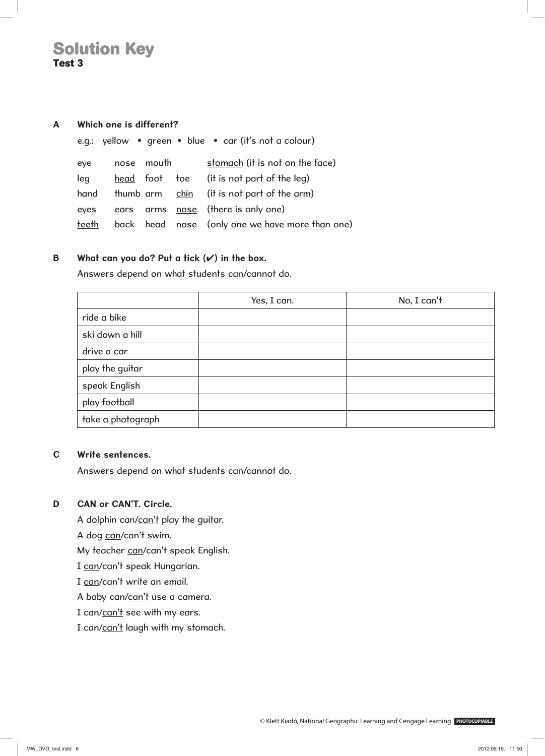# Solution Key
## Test 3

**A Which one is different?**

e.g.: yellow • green • blue • car (it's not a colour)

eye nose mouth <u>stomach</u> (it is not on the face)
leg <u>head</u> foot toe (it is not part of the leg)
hand thumb arm <u>chin</u> (it is not part of the arm)
eyes ears arms <u>nose</u> (there is only one)
<u>teeth</u> back head nose (only one we have more than one)

**B What can you do? Put a tick (✔) in the box.**

Answers depend on what students can/cannot do.

| | Yes, I can. | No, I can't |
|---|---|---|
| ride a bike | | |
| ski down a hill | | |
| drive a car | | |
| play the guitar | | |
| speak English | | |
| play football | | |
| take a photograph | | |

**C Write sentences.**

Answers depend on what students can/cannot do.

**D CAN or CAN'T. Circle.**

A dolphin can/<u>can't</u> play the guitar.
A dog <u>can</u>/can't swim.
My teacher <u>can</u>/can't speak English.
I <u>can</u>/can't speak Hungarian.
I <u>can</u>/can't write an email.
A baby can/<u>can't</u> use a camera.
I can/<u>can't</u> see with my ears.
I can/<u>can't</u> laugh with my stomach.

© Klett Kiadó, National Geographic Learning and Cengage Learning PHOTOCOPIABLE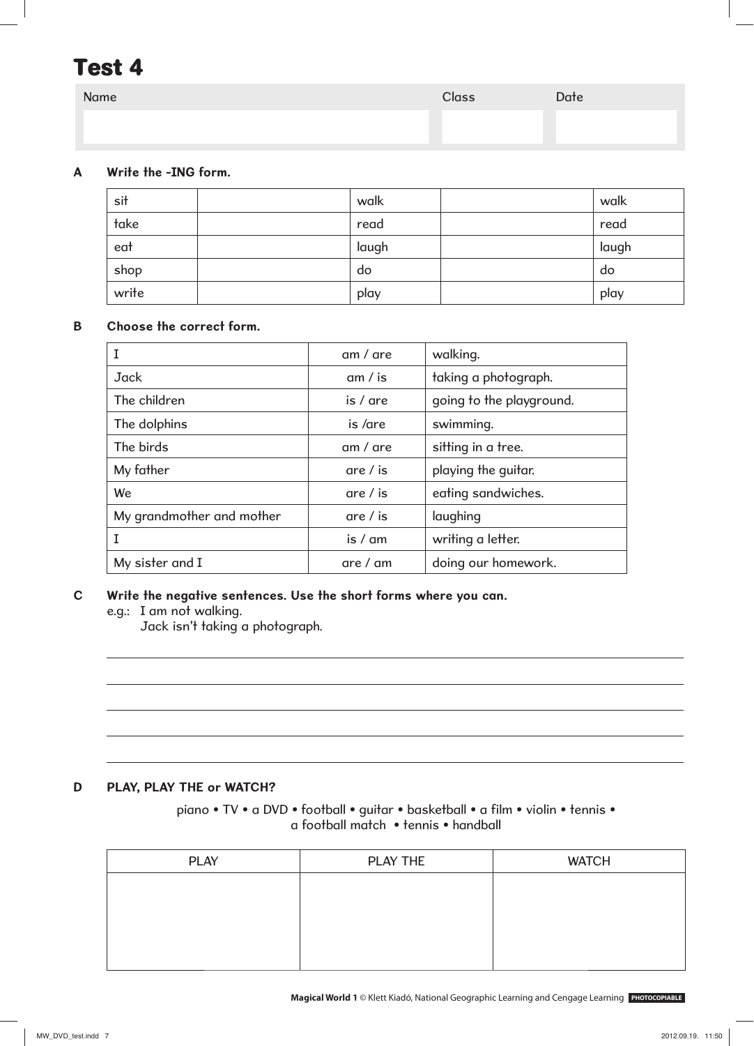# Test 4

| Name | Class | Date |
|---|---|---|
| | | |

**A Write the -ING form.**

| | | | | |
|---|---|---|---|---|
| sit | | walk | | walk |
| take | | read | | read |
| eat | | laugh | | laugh |
| shop | | do | | do |
| write | | play | | play |

**B Choose the correct form.**

| | | |
|---|---|---|
| I | am / are | walking. |
| Jack | am / is | taking a photograph. |
| The children | is / are | going to the playground. |
| The dolphins | is /are | swimming. |
| The birds | am / are | sitting in a tree. |
| My father | are / is | playing the guitar. |
| We | are / is | eating sandwiches. |
| My grandmother and mother | are / is | laughing |
| I | is / am | writing a letter. |
| My sister and I | are / am | doing our homework. |

**C Write the negative sentences. Use the short forms where you can.**

e.g.: I am not walking.
Jack isn't taking a photograph.

______________________________________________

______________________________________________

______________________________________________

______________________________________________

______________________________________________

**D PLAY, PLAY THE or WATCH?**

piano • TV • a DVD • football • guitar • basketball • a film • violin • tennis • a football match • tennis • handball

| PLAY | PLAY THE | WATCH |
|---|---|---|
| | | |

**Magical World 1** © Klett Kiadó, National Geographic Learning and Cengage Learning PHOTOCOPIABLE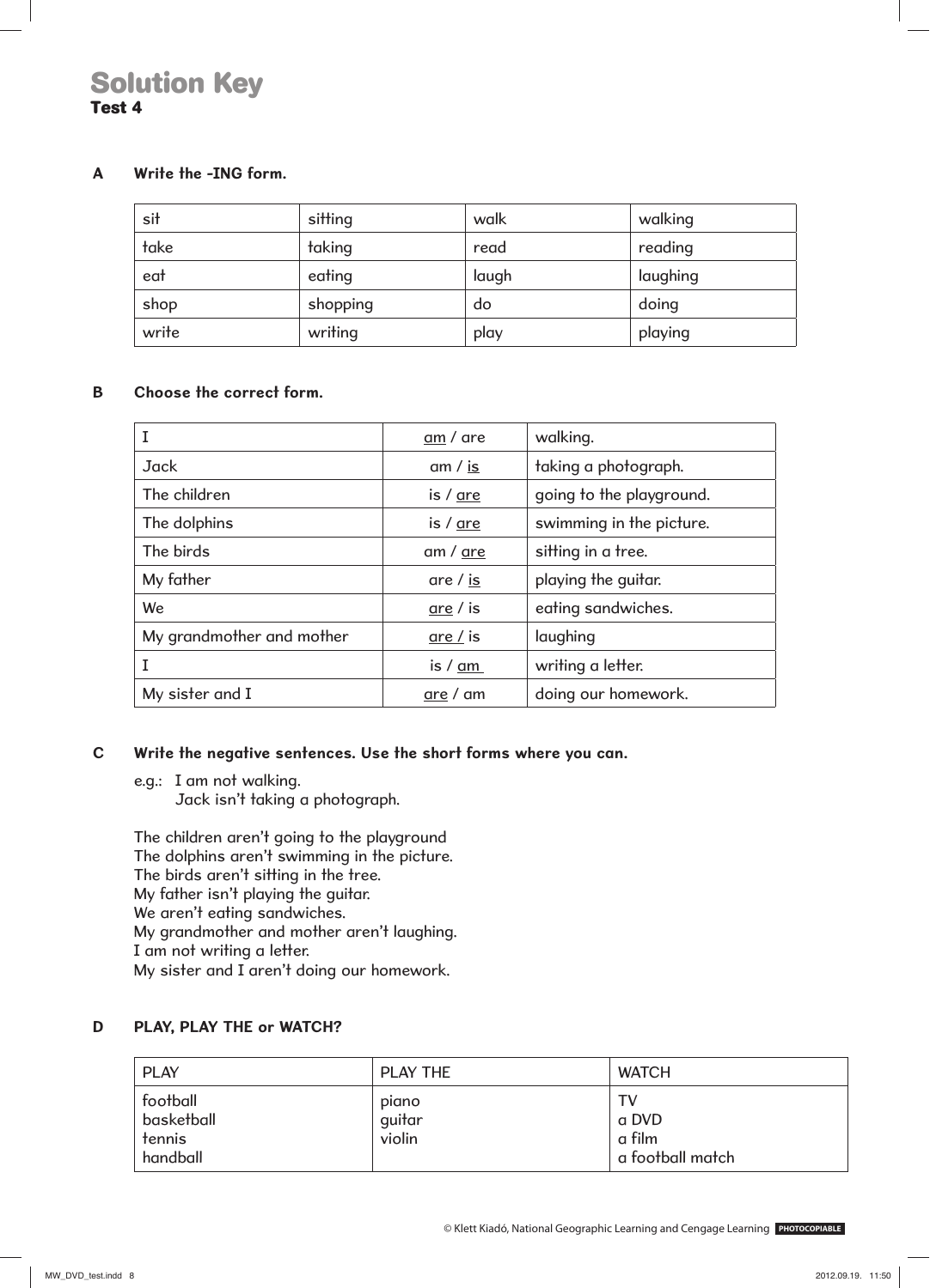# Solution Key

**Test 4**

**A Write the -ING form.**

| sit | sitting | walk | walking |
|---|---|---|---|
| take | taking | read | reading |
| eat | eating | laugh | laughing |
| shop | shopping | do | doing |
| write | writing | play | playing |

**B Choose the correct form.**

| I | <u>am</u> / are | walking. |
|---|---|---|
| Jack | am / <u>is</u> | taking a photograph. |
| The children | is / <u>are</u> | going to the playground. |
| The dolphins | is / <u>are</u> | swimming in the picture. |
| The birds | am / <u>are</u> | sitting in a tree. |
| My father | are / <u>is</u> | playing the guitar. |
| We | <u>are</u> / is | eating sandwiches. |
| My grandmother and mother | <u>are /</u> is | laughing |
| I | is / <u>am</u> | writing a letter. |
| My sister and I | <u>are</u> / am | doing our homework. |

**C Write the negative sentences. Use the short forms where you can.**

e.g.: I am not walking.
Jack isn't taking a photograph.

The children aren't going to the playground
The dolphins aren't swimming in the picture.
The birds aren't sitting in the tree.
My father isn't playing the guitar.
We aren't eating sandwiches.
My grandmother and mother aren't laughing.
I am not writing a letter.
My sister and I aren't doing our homework.

**D PLAY, PLAY THE or WATCH?**

| PLAY | PLAY THE | WATCH |
|---|---|---|
| football<br>basketball<br>tennis<br>handball | piano<br>guitar<br>violin | TV<br>a DVD<br>a film<br>a football match |

© Klett Kiadó, National Geographic Learning and Cengage Learning PHOTOCOPIABLE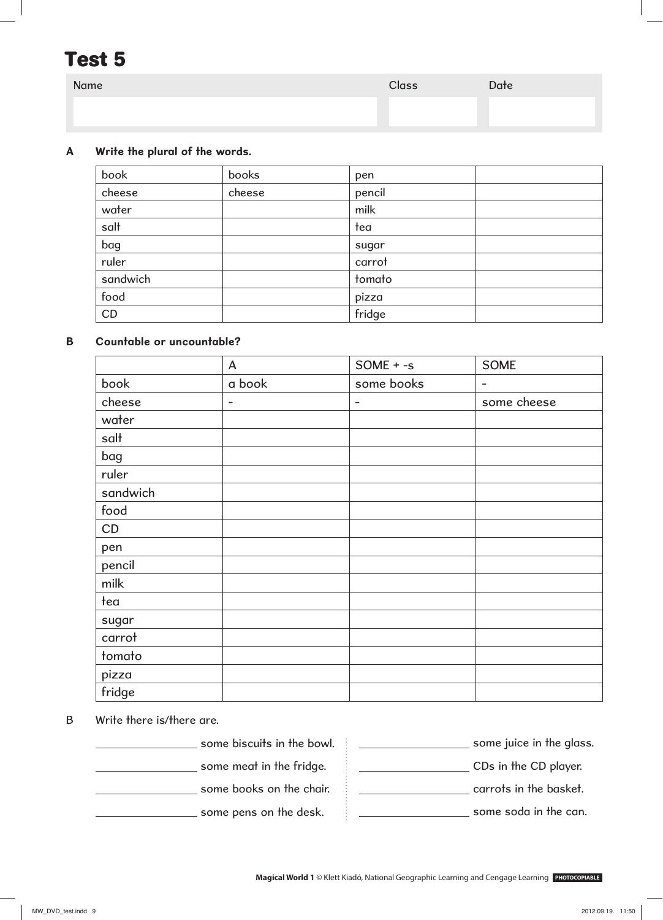# Test 5

| Name | Class | Date |
| --- | --- | --- |
| | | |

**A Write the plural of the words.**

| | | | |
| --- | --- | --- | --- |
| book | books | pen | |
| cheese | cheese | pencil | |
| water | | milk | |
| salt | | tea | |
| bag | | sugar | |
| ruler | | carrot | |
| sandwich | | tomato | |
| food | | pizza | |
| CD | | fridge | |

**B Countable or uncountable?**

| | A | SOME + -s | SOME |
| --- | --- | --- | --- |
| book | a book | some books | - |
| cheese | - | - | some cheese |
| water | | | |
| salt | | | |
| bag | | | |
| ruler | | | |
| sandwich | | | |
| food | | | |
| CD | | | |
| pen | | | |
| pencil | | | |
| milk | | | |
| tea | | | |
| sugar | | | |
| carrot | | | |
| tomato | | | |
| pizza | | | |
| fridge | | | |

B Write there is/there are.

_________________ some biscuits in the bowl.

_________________ some meat in the fridge.

_________________ some books on the chair.

_________________ some pens on the desk.

_________________ some juice in the glass.

_________________ CDs in the CD player.

_________________ carrots in the basket.

_________________ some soda in the can.

**Magical World 1** © Klett Kiadó, National Geographic Learning and Cengage Learning PHOTOCOPIABLE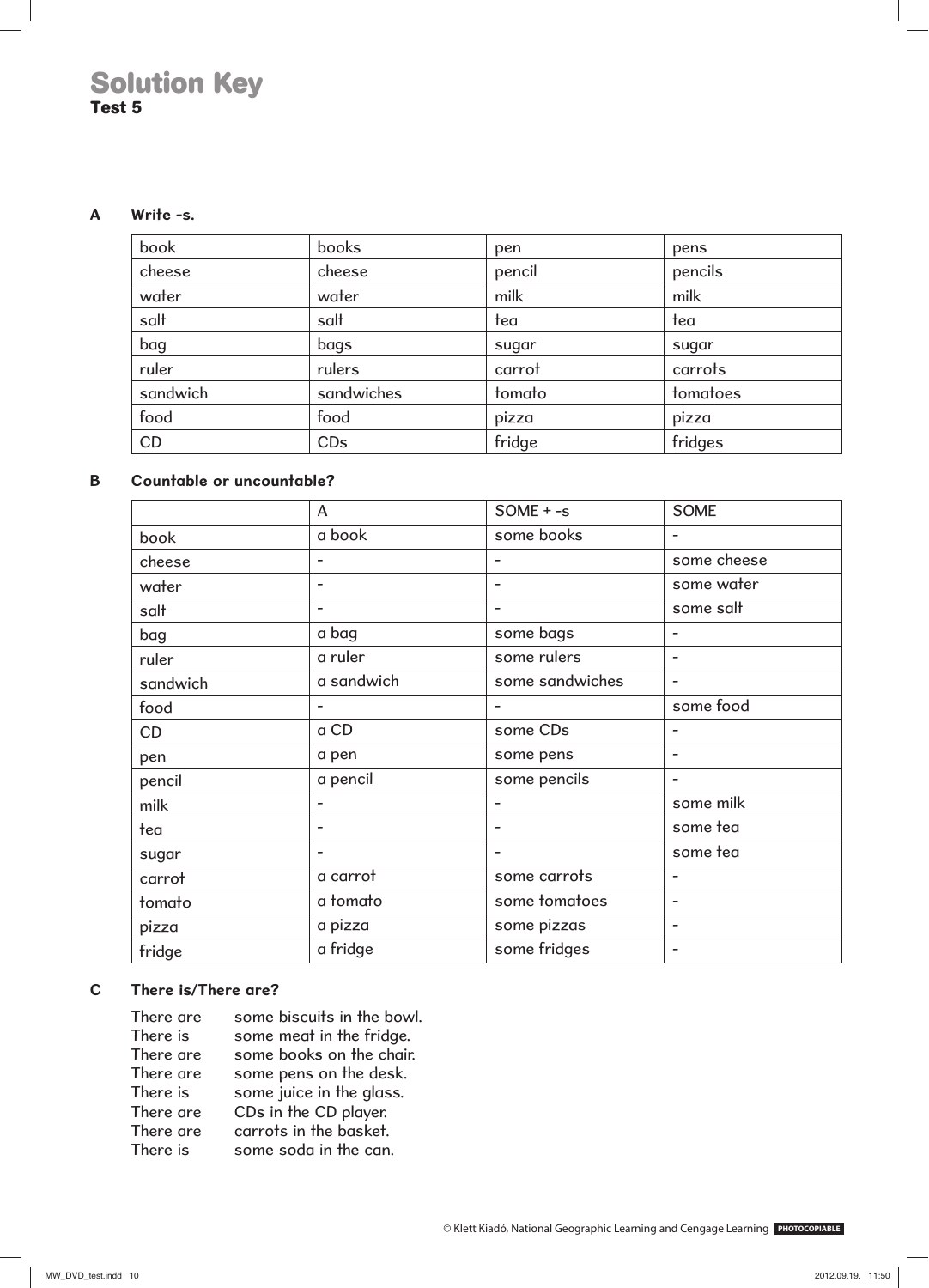# Solution Key
**Test 5**

**A Write -s.**

| book | books | pen | pens |
|---|---|---|---|
| cheese | cheese | pencil | pencils |
| water | water | milk | milk |
| salt | salt | tea | tea |
| bag | bags | sugar | sugar |
| ruler | rulers | carrot | carrots |
| sandwich | sandwiches | tomato | tomatoes |
| food | food | pizza | pizza |
| CD | CDs | fridge | fridges |

**B Countable or uncountable?**

| | A | SOME + -s | SOME |
|---|---|---|---|
| book | a book | some books | - |
| cheese | - | - | some cheese |
| water | - | - | some water |
| salt | - | - | some salt |
| bag | a bag | some bags | - |
| ruler | a ruler | some rulers | - |
| sandwich | a sandwich | some sandwiches | - |
| food | - | - | some food |
| CD | a CD | some CDs | - |
| pen | a pen | some pens | - |
| pencil | a pencil | some pencils | - |
| milk | - | - | some milk |
| tea | - | - | some tea |
| sugar | - | - | some tea |
| carrot | a carrot | some carrots | - |
| tomato | a tomato | some tomatoes | - |
| pizza | a pizza | some pizzas | - |
| fridge | a fridge | some fridges | - |

**C There is/There are?**

There are some biscuits in the bowl.
There is some meat in the fridge.
There are some books on the chair.
There are some pens on the desk.
There is some juice in the glass.
There are CDs in the CD player.
There are carrots in the basket.
There is some soda in the can.

© Klett Kiadó, National Geographic Learning and Cengage Learning PHOTOCOPIABLE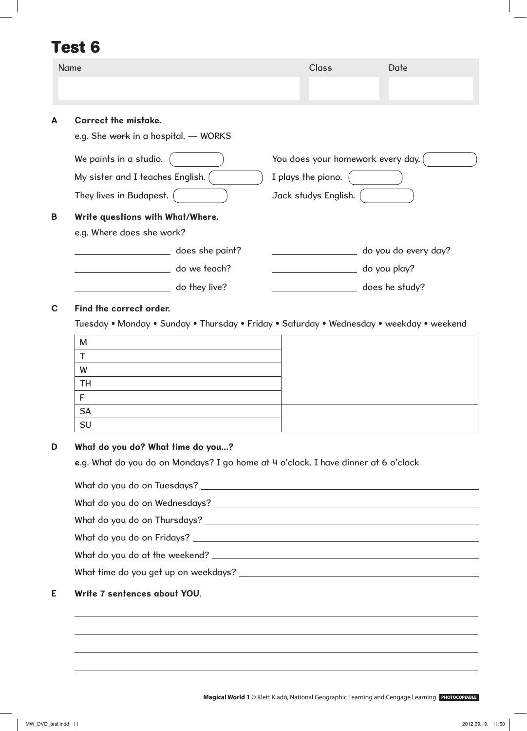# Test 6

| Name | Class | Date |
| --- | --- | --- |
| | | |

**A Correct the mistake.**

e.g. She ~~work~~ in a hospital. — WORKS

We paints in a studio. ( )

My sister and I teaches English. ( )

They lives in Budapest. ( )

You does your homework every day. ( )

I plays the piano. ( )

Jack studys English. ( )

**B Write questions with What/Where.**

e.g. Where does she work?

\_\_\_\_\_\_\_\_\_\_\_\_\_\_\_\_ does she paint?

\_\_\_\_\_\_\_\_\_\_\_\_\_\_\_\_ do we teach?

\_\_\_\_\_\_\_\_\_\_\_\_\_\_\_\_ do they live?

\_\_\_\_\_\_\_\_\_\_\_\_\_\_\_\_ do you do every day?

\_\_\_\_\_\_\_\_\_\_\_\_\_\_\_\_ do you play?

\_\_\_\_\_\_\_\_\_\_\_\_\_\_\_\_ does he study?

**C Find the correct order.**

Tuesday • Monday • Sunday • Thursday • Friday • Saturday • Wednesday • weekday • weekend

| | |
| --- | --- |
| M | |
| T | |
| W | |
| TH | |
| F | |
| SA | |
| SU | |

**D What do you do? What time do you...?**

e.g. What do you do on Mondays? I go home at 4 o'clock. I have dinner at 6 o'clock

What do you do on Tuesdays? \_\_\_\_\_\_\_\_\_\_\_\_\_\_\_\_\_\_\_\_\_\_\_\_\_\_\_\_

What do you do on Wednesdays? \_\_\_\_\_\_\_\_\_\_\_\_\_\_\_\_\_\_\_\_\_\_\_\_\_\_\_\_

What do you do on Thursdays? \_\_\_\_\_\_\_\_\_\_\_\_\_\_\_\_\_\_\_\_\_\_\_\_\_\_\_\_

What do you do on Fridays? \_\_\_\_\_\_\_\_\_\_\_\_\_\_\_\_\_\_\_\_\_\_\_\_\_\_\_\_

What do you do at the weekend? \_\_\_\_\_\_\_\_\_\_\_\_\_\_\_\_\_\_\_\_\_\_\_\_\_\_\_\_

What time do you get up on weekdays? \_\_\_\_\_\_\_\_\_\_\_\_\_\_\_\_\_\_\_\_\_\_\_\_\_\_\_\_

**E Write 7 sentences about YOU.**

\_\_\_\_\_\_\_\_\_\_\_\_\_\_\_\_\_\_\_\_\_\_\_\_\_\_\_\_\_\_\_\_\_\_\_\_\_\_\_\_\_\_\_\_\_\_\_\_\_\_\_\_\_\_

\_\_\_\_\_\_\_\_\_\_\_\_\_\_\_\_\_\_\_\_\_\_\_\_\_\_\_\_\_\_\_\_\_\_\_\_\_\_\_\_\_\_\_\_\_\_\_\_\_\_\_\_\_\_

\_\_\_\_\_\_\_\_\_\_\_\_\_\_\_\_\_\_\_\_\_\_\_\_\_\_\_\_\_\_\_\_\_\_\_\_\_\_\_\_\_\_\_\_\_\_\_\_\_\_\_\_\_\_

\_\_\_\_\_\_\_\_\_\_\_\_\_\_\_\_\_\_\_\_\_\_\_\_\_\_\_\_\_\_\_\_\_\_\_\_\_\_\_\_\_\_\_\_\_\_\_\_\_\_\_\_\_\_

**Magical World 1** © Klett Kiadó, National Geographic Learning and Cengage Learning PHOTOCOPIABLE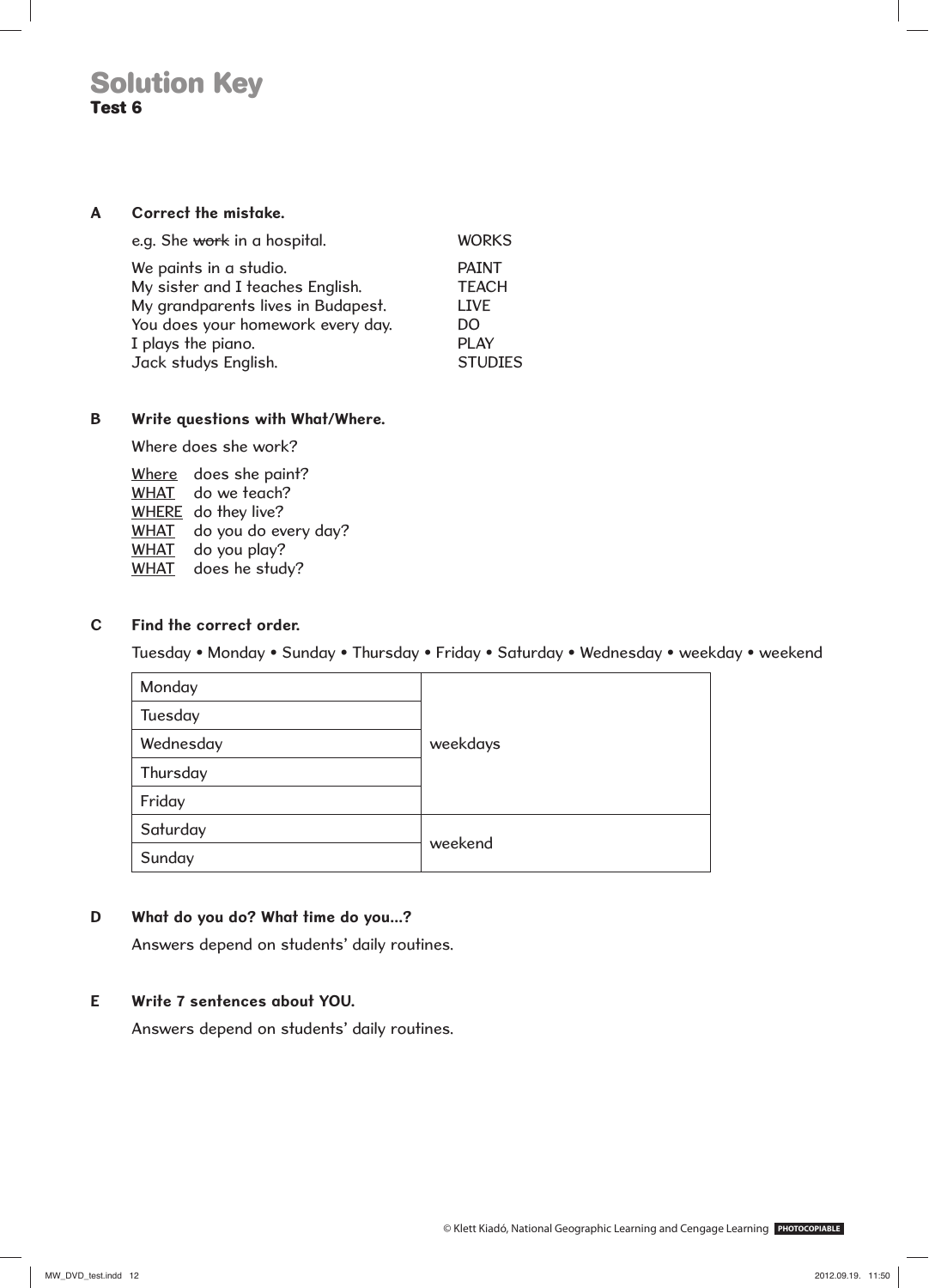# Solution Key

**Test 6**

**A Correct the mistake.**

| | |
|---|---|
| e.g. She ~~work~~ in a hospital. | WORKS |
| We paints in a studio. | PAINT |
| My sister and I teaches English. | TEACH |
| My grandparents lives in Budapest. | LIVE |
| You does your homework every day. | DO |
| I plays the piano. | PLAY |
| Jack studys English. | STUDIES |

**B Write questions with What/Where.**

Where does she work?

<u>Where</u> does she paint?
<u>WHAT</u> do we teach?
<u>WHERE</u> do they live?
<u>WHAT</u> do you do every day?
<u>WHAT</u> do you play?
<u>WHAT</u> does he study?

**C Find the correct order.**

Tuesday • Monday • Sunday • Thursday • Friday • Saturday • Wednesday • weekday • weekend

| | |
|---|---|
| Monday | weekdays |
| Tuesday | |
| Wednesday | |
| Thursday | |
| Friday | |
| Saturday | weekend |
| Sunday | |

**D What do you do? What time do you...?**

Answers depend on students' daily routines.

**E Write 7 sentences about YOU.**

Answers depend on students' daily routines.

© Klett Kiadó, National Geographic Learning and Cengage Learning PHOTOCOPIABLE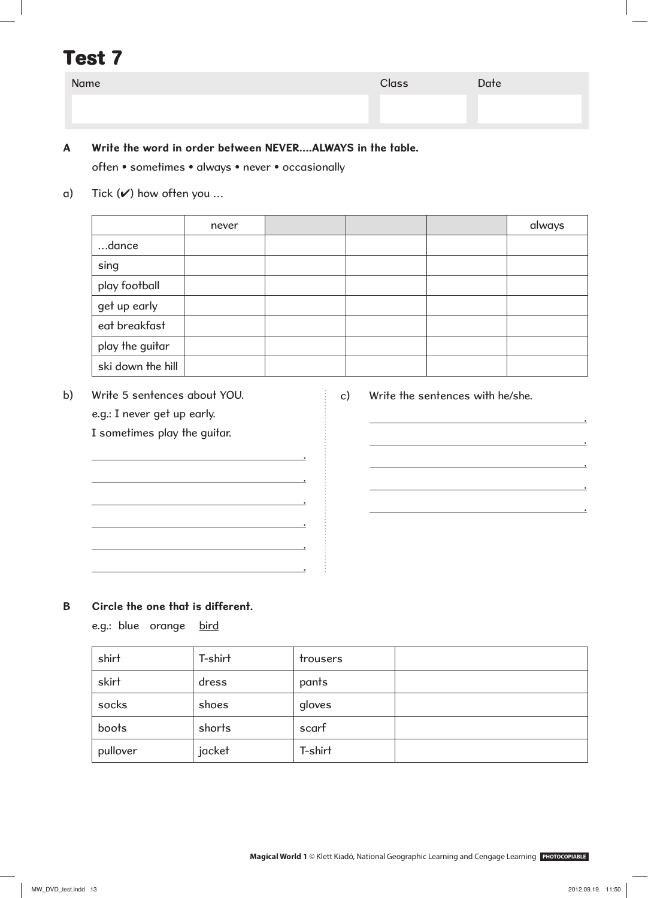# Test 7

| Name | Class | Date |
|---|---|---|
| | | |

**A** **Write the word in order between NEVER....ALWAYS in the table.**

often • sometimes • always • never • occasionally

a) Tick (✔) how often you …

| | never | | | | always |
|---|---|---|---|---|---|
| …dance | | | | | |
| sing | | | | | |
| play football | | | | | |
| get up early | | | | | |
| eat breakfast | | | | | |
| play the guitar | | | | | |
| ski down the hill | | | | | |

b) Write 5 sentences about YOU.

e.g.: I never get up early.

I sometimes play the guitar.

______________________________.

______________________________.

______________________________.

______________________________.

______________________________.

______________________________.

c) Write the sentences with he/she.

______________________________.

______________________________.

______________________________.

______________________________.

______________________________.

**B** **Circle the one that is different.**

e.g.: blue orange <u>bird</u>

| shirt | T-shirt | trousers | |
|---|---|---|---|
| skirt | dress | pants | |
| socks | shoes | gloves | |
| boots | shorts | scarf | |
| pullover | jacket | T-shirt | |

**Magical World 1** © Klett Kiadó, National Geographic Learning and Cengage Learning PHOTOCOPIABLE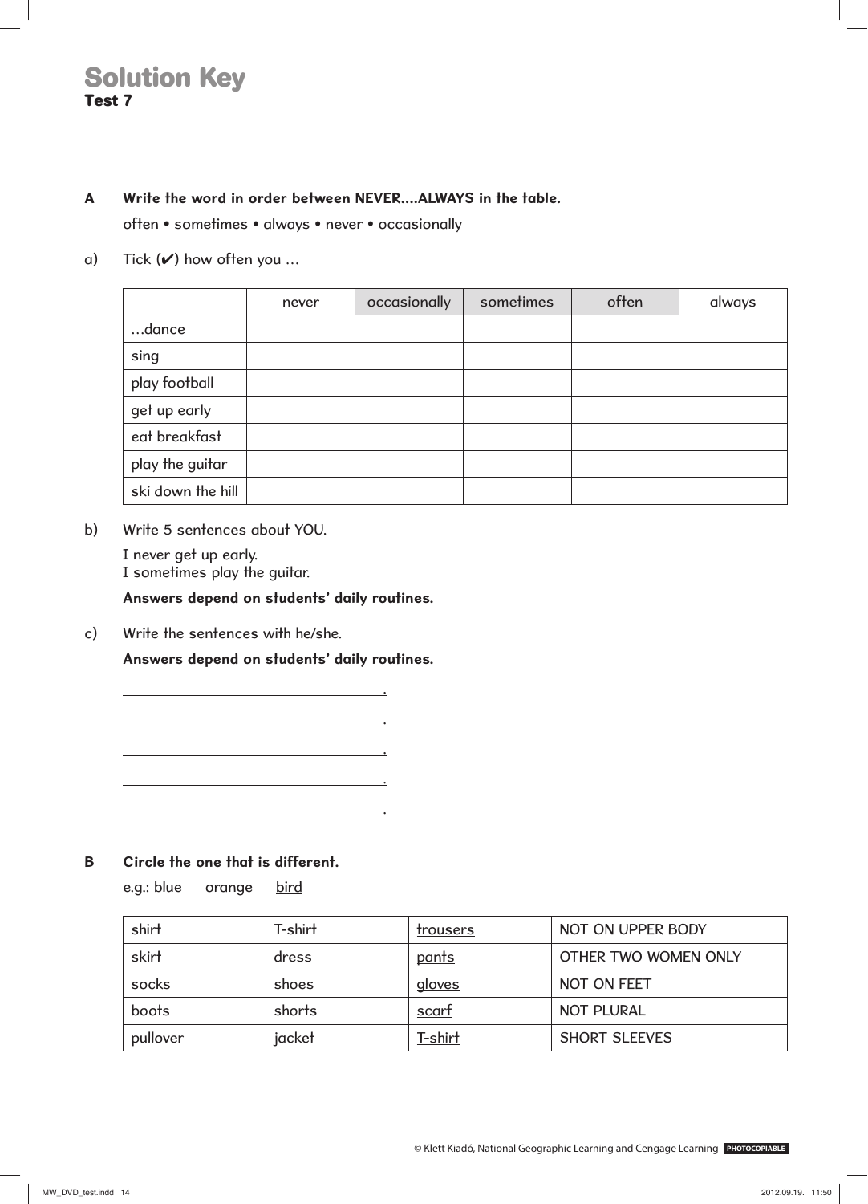# Solution Key
**Test 7**

**A Write the word in order between NEVER....ALWAYS in the table.**

often • sometimes • always • never • occasionally

a) Tick (✔) how often you ...

| | never | occasionally | sometimes | often | always |
|---|---|---|---|---|---|
| ...dance | | | | | |
| sing | | | | | |
| play football | | | | | |
| get up early | | | | | |
| eat breakfast | | | | | |
| play the guitar | | | | | |
| ski down the hill | | | | | |

b) Write 5 sentences about YOU.

I never get up early.
I sometimes play the guitar.

**Answers depend on students' daily routines.**

c) Write the sentences with he/she.

**Answers depend on students' daily routines.**

______________________________.

______________________________.

______________________________.

______________________________.

______________________________.

**B Circle the one that is different.**

e.g.: blue orange bird

| shirt | T-shirt | trousers | NOT ON UPPER BODY |
|---|---|---|---|
| skirt | dress | pants | OTHER TWO WOMEN ONLY |
| socks | shoes | gloves | NOT ON FEET |
| boots | shorts | scarf | NOT PLURAL |
| pullover | jacket | T-shirt | SHORT SLEEVES |

© Klett Kiadó, National Geographic Learning and Cengage Learning PHOTOCOPIABLE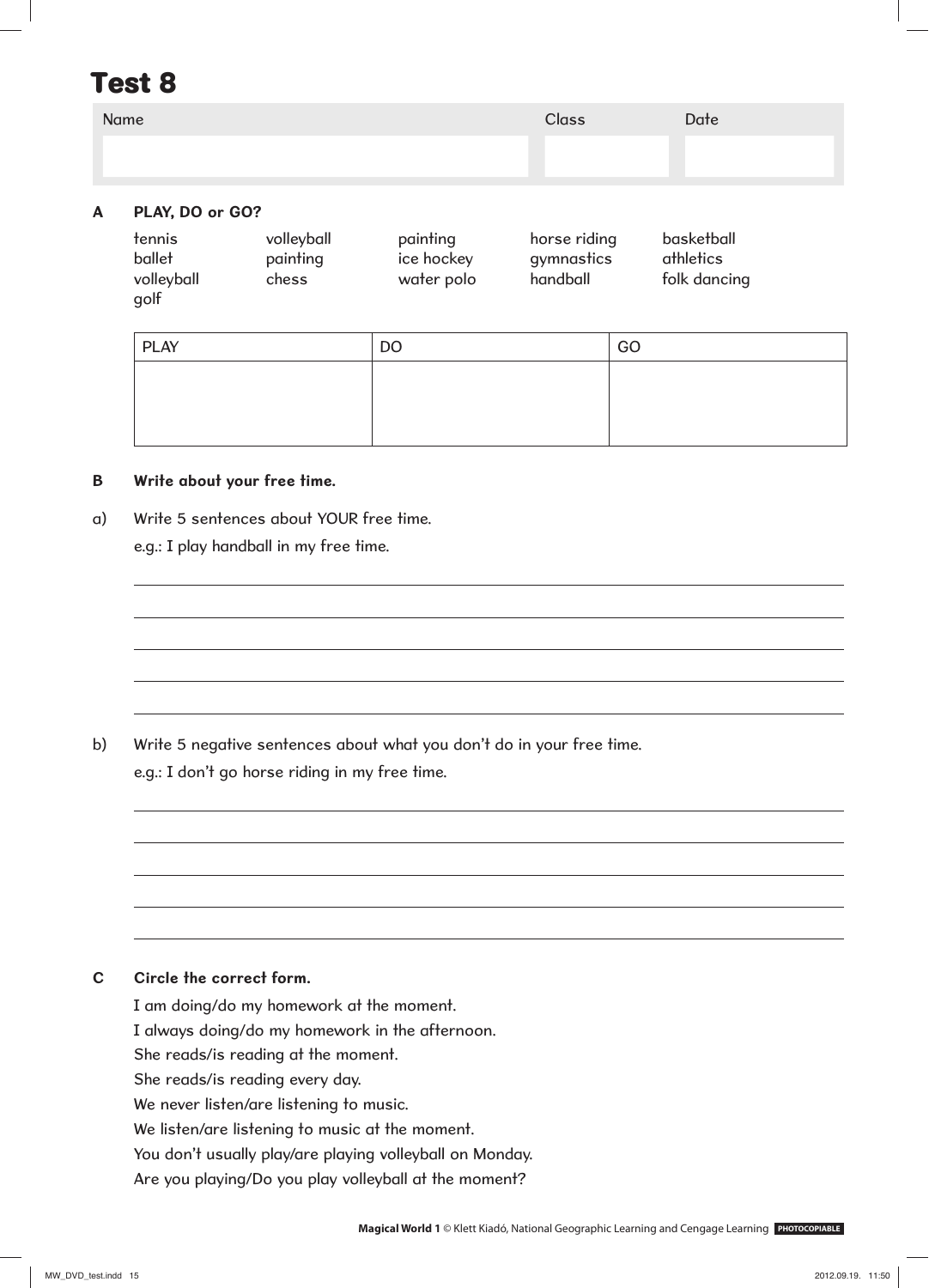# Test 8

| Name | Class | Date |
|---|---|---|
| | | |

**A PLAY, DO or GO?**

| | | | | |
|---|---|---|---|---|
| tennis | volleyball | painting | horse riding | basketball |
| ballet | painting | ice hockey | gymnastics | athletics |
| volleyball | chess | water polo | handball | folk dancing |
| golf | | | | |

| PLAY | DO | GO |
|---|---|---|
| | | |

**B Write about your free time.**

a) Write 5 sentences about YOUR free time.

e.g.: I play handball in my free time.

\_\_\_\_\_\_\_\_\_\_\_\_\_\_\_\_\_\_\_\_\_\_\_\_\_\_\_\_\_\_\_\_\_\_\_\_\_\_\_\_

\_\_\_\_\_\_\_\_\_\_\_\_\_\_\_\_\_\_\_\_\_\_\_\_\_\_\_\_\_\_\_\_\_\_\_\_\_\_\_\_

\_\_\_\_\_\_\_\_\_\_\_\_\_\_\_\_\_\_\_\_\_\_\_\_\_\_\_\_\_\_\_\_\_\_\_\_\_\_\_\_

\_\_\_\_\_\_\_\_\_\_\_\_\_\_\_\_\_\_\_\_\_\_\_\_\_\_\_\_\_\_\_\_\_\_\_\_\_\_\_\_

\_\_\_\_\_\_\_\_\_\_\_\_\_\_\_\_\_\_\_\_\_\_\_\_\_\_\_\_\_\_\_\_\_\_\_\_\_\_\_\_

b) Write 5 negative sentences about what you don't do in your free time.

e.g.: I don't go horse riding in my free time.

\_\_\_\_\_\_\_\_\_\_\_\_\_\_\_\_\_\_\_\_\_\_\_\_\_\_\_\_\_\_\_\_\_\_\_\_\_\_\_\_

\_\_\_\_\_\_\_\_\_\_\_\_\_\_\_\_\_\_\_\_\_\_\_\_\_\_\_\_\_\_\_\_\_\_\_\_\_\_\_\_

\_\_\_\_\_\_\_\_\_\_\_\_\_\_\_\_\_\_\_\_\_\_\_\_\_\_\_\_\_\_\_\_\_\_\_\_\_\_\_\_

\_\_\_\_\_\_\_\_\_\_\_\_\_\_\_\_\_\_\_\_\_\_\_\_\_\_\_\_\_\_\_\_\_\_\_\_\_\_\_\_

\_\_\_\_\_\_\_\_\_\_\_\_\_\_\_\_\_\_\_\_\_\_\_\_\_\_\_\_\_\_\_\_\_\_\_\_\_\_\_\_

**C Circle the correct form.**

I am doing/do my homework at the moment.

I always doing/do my homework in the afternoon.

She reads/is reading at the moment.

She reads/is reading every day.

We never listen/are listening to music.

We listen/are listening to music at the moment.

You don't usually play/are playing volleyball on Monday.

Are you playing/Do you play volleyball at the moment?

**Magical World 1** © Klett Kiadó, National Geographic Learning and Cengage Learning PHOTOCOPIABLE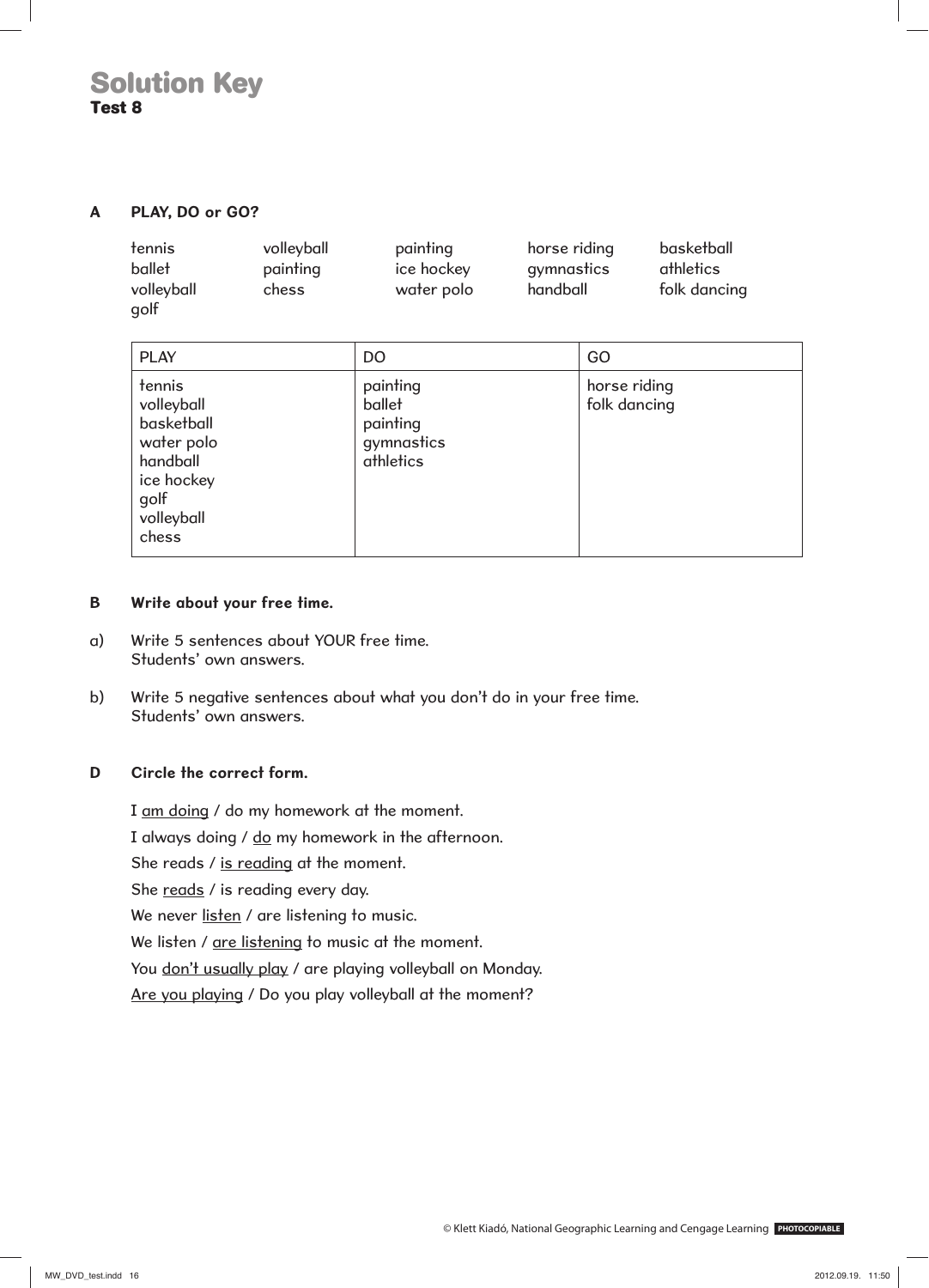# Solution Key
**Test 8**

**A PLAY, DO or GO?**

| | | | | |
|---|---|---|---|---|
| tennis | volleyball | painting | horse riding | basketball |
| ballet | painting | ice hockey | gymnastics | athletics |
| volleyball | chess | water polo | handball | folk dancing |
| golf | | | | |

| PLAY | DO | GO |
|---|---|---|
| tennis<br>volleyball<br>basketball<br>water polo<br>handball<br>ice hockey<br>golf<br>volleyball<br>chess | painting<br>ballet<br>painting<br>gymnastics<br>athletics | horse riding<br>folk dancing |

**B Write about your free time.**

a) Write 5 sentences about YOUR free time.
Students' own answers.

b) Write 5 negative sentences about what you don't do in your free time.
Students' own answers.

**D Circle the correct form.**

I <u>am doing</u> / do my homework at the moment.

I always doing / <u>do</u> my homework in the afternoon.

She reads / <u>is reading</u> at the moment.

She <u>reads</u> / is reading every day.

We never <u>listen</u> / are listening to music.

We listen / <u>are listening</u> to music at the moment.

You <u>don't usually play</u> / are playing volleyball on Monday.

<u>Are you playing</u> / Do you play volleyball at the moment?

© Klett Kiadó, National Geographic Learning and Cengage Learning PHOTOCOPIABLE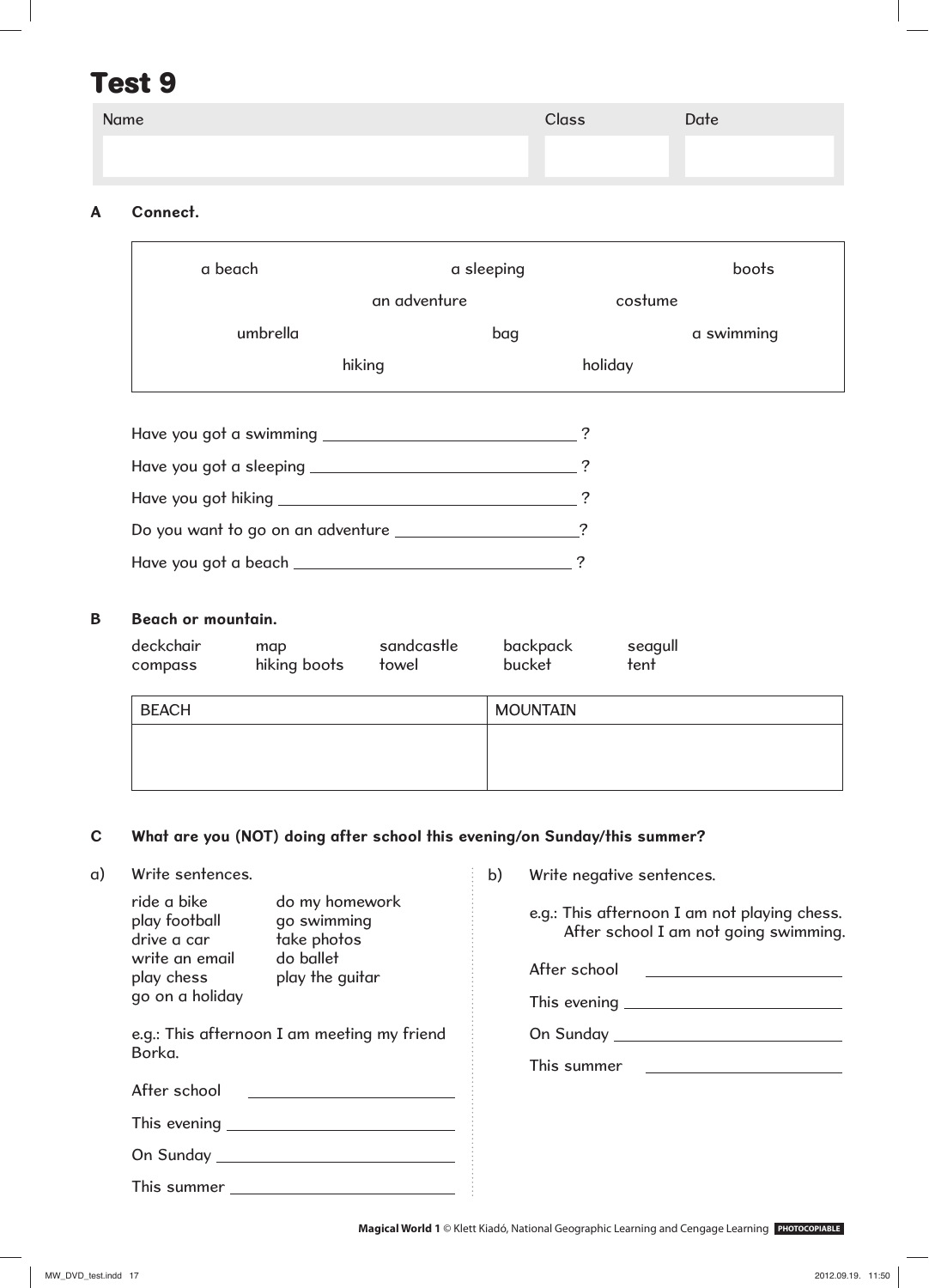# Test 9

| Name | Class | Date |
| --- | --- | --- |
| | | |

**A Connect.**

a beach, a sleeping, boots, an adventure, costume, umbrella, bag, a swimming, hiking, holiday

Have you got a swimming ______________________?

Have you got a sleeping ______________________?

Have you got hiking ______________________?

Do you want to go on an adventure ______________________?

Have you got a beach ______________________?

**B Beach or mountain.**

deckchair, map, sandcastle, backpack, seagull, compass, hiking boots, towel, bucket, tent

| BEACH | MOUNTAIN |
| --- | --- |
| | |

**C What are you (NOT) doing after school this evening/on Sunday/this summer?**

a) Write sentences.

ride a bike, play football, drive a car, write an email, play chess, go on a holiday, do my homework, go swimming, take photos, do ballet, play the guitar

e.g.: This afternoon I am meeting my friend Borka.

After school ______________________

This evening ______________________

On Sunday ______________________

This summer ______________________

b) Write negative sentences.

e.g.: This afternoon I am not playing chess.
After school I am not going swimming.

After school ______________________

This evening ______________________

On Sunday ______________________

This summer ______________________

**Magical World 1** © Klett Kiadó, National Geographic Learning and Cengage Learning PHOTOCOPIABLE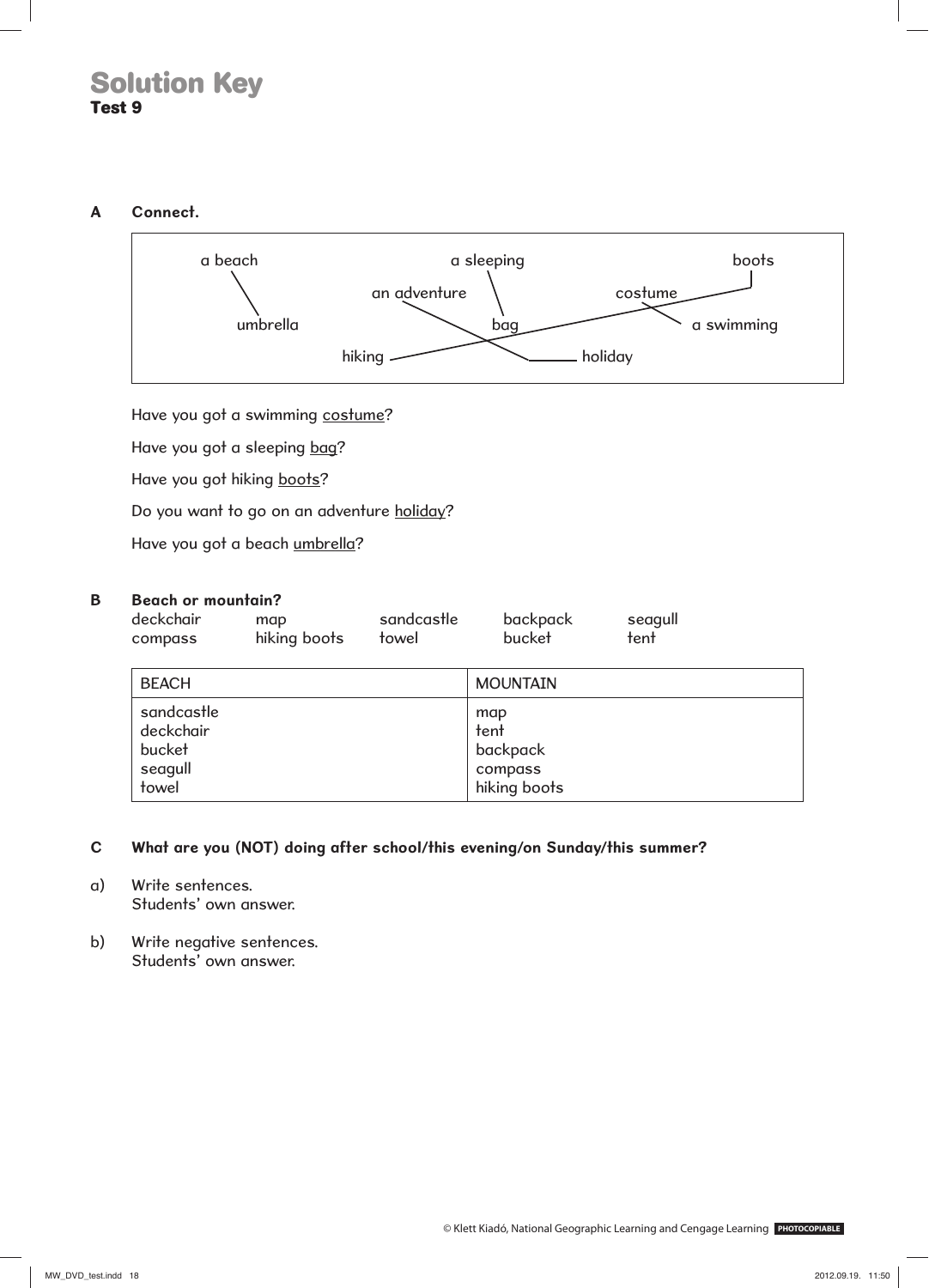# Solution Key

## Test 9

**A Connect.**

a beach — umbrella
a sleeping — bag
an adventure — holiday
hiking — boots
a swimming — costume

Have you got a swimming costume?

Have you got a sleeping bag?

Have you got hiking boots?

Do you want to go on an adventure holiday?

Have you got a beach umbrella?

**B Beach or mountain?**

deckchair map sandcastle backpack seagull
compass hiking boots towel bucket tent

| BEACH | MOUNTAIN |
|---|---|
| sandcastle<br>deckchair<br>bucket<br>seagull<br>towel | map<br>tent<br>backpack<br>compass<br>hiking boots |

**C What are you (NOT) doing after school/this evening/on Sunday/this summer?**

a) Write sentences.
Students' own answer.

b) Write negative sentences.
Students' own answer.

© Klett Kiadó, National Geographic Learning and Cengage Learning PHOTOCOPIABLE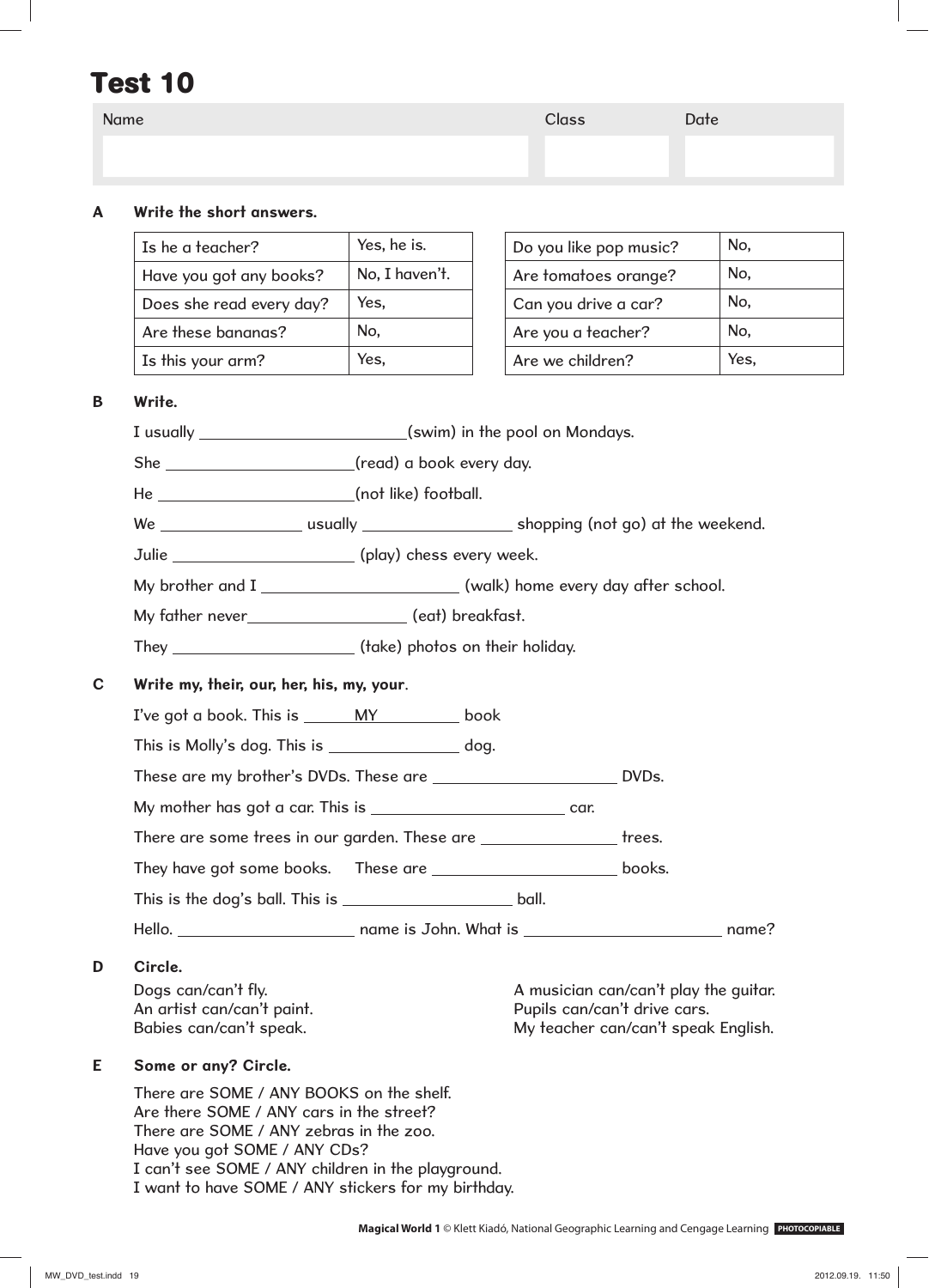# Test 10

| Name | Class | Date |
| --- | --- | --- |
| | | |

**A Write the short answers.**

| | |
| --- | --- |
| Is he a teacher? | Yes, he is. |
| Have you got any books? | No, I haven't. |
| Does she read every day? | Yes, |
| Are these bananas? | No, |
| Is this your arm? | Yes, |

| | |
| --- | --- |
| Do you like pop music? | No, |
| Are tomatoes orange? | No, |
| Can you drive a car? | No, |
| Are you a teacher? | No, |
| Are we children? | Yes, |

**B Write.**

I usually ________________(swim) in the pool on Mondays.

She ________________(read) a book every day.

He ________________(not like) football.

We ____________ usually ____________ shopping (not go) at the weekend.

Julie ________________ (play) chess every week.

My brother and I ________________ (walk) home every day after school.

My father never________________ (eat) breakfast.

They ________________ (take) photos on their holiday.

**C Write my, their, our, her, his, my, your.**

I've got a book. This is ____MY____ book

This is Molly's dog. This is ____________ dog.

These are my brother's DVDs. These are ________________ DVDs.

My mother has got a car. This is ________________ car.

There are some trees in our garden. These are ____________ trees.

They have got some books. These are ________________ books.

This is the dog's ball. This is ________________ ball.

Hello. ________________ name is John. What is ________________ name?

**D Circle.**

Dogs can/can't fly.
An artist can/can't paint.
Babies can/can't speak.
A musician can/can't play the guitar.
Pupils can/can't drive cars.
My teacher can/can't speak English.

**E Some or any? Circle.**

There are SOME / ANY BOOKS on the shelf.
Are there SOME / ANY cars in the street?
There are SOME / ANY zebras in the zoo.
Have you got SOME / ANY CDs?
I can't see SOME / ANY children in the playground.
I want to have SOME / ANY stickers for my birthday.

**Magical World 1** © Klett Kiadó, National Geographic Learning and Cengage Learning PHOTOCOPIABLE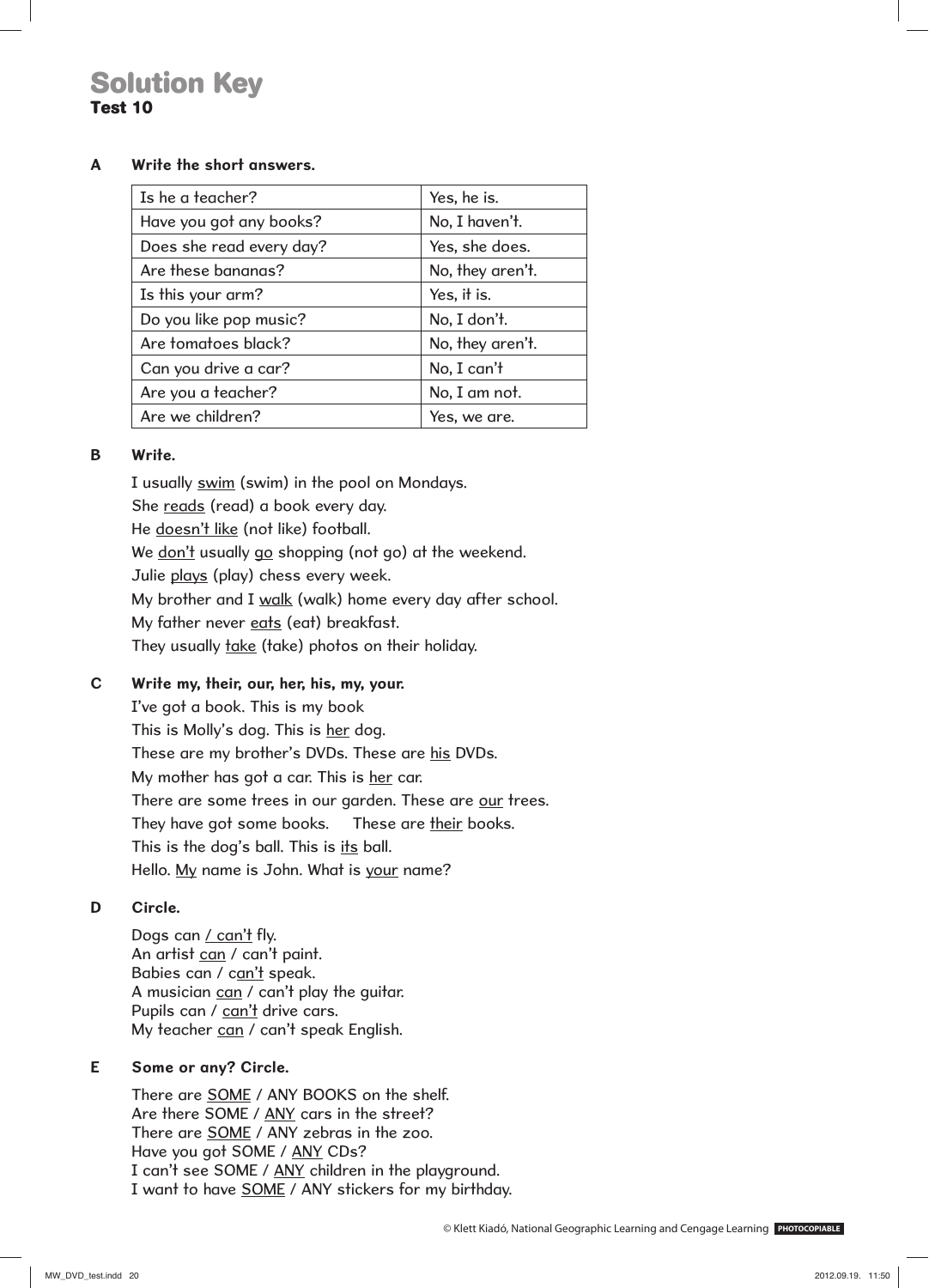# Solution Key

**Test 10**

**A** **Write the short answers.**

| | |
|---|---|
| Is he a teacher? | Yes, he is. |
| Have you got any books? | No, I haven't. |
| Does she read every day? | Yes, she does. |
| Are these bananas? | No, they aren't. |
| Is this your arm? | Yes, it is. |
| Do you like pop music? | No, I don't. |
| Are tomatoes black? | No, they aren't. |
| Can you drive a car? | No, I can't |
| Are you a teacher? | No, I am not. |
| Are we children? | Yes, we are. |

**B** **Write.**

I usually swim (swim) in the pool on Mondays.
She reads (read) a book every day.
He doesn't like (not like) football.
We don't usually go shopping (not go) at the weekend.
Julie plays (play) chess every week.
My brother and I walk (walk) home every day after school.
My father never eats (eat) breakfast.
They usually take (take) photos on their holiday.

**C** **Write my, their, our, her, his, my, your.**

I've got a book. This is my book
This is Molly's dog. This is her dog.
These are my brother's DVDs. These are his DVDs.
My mother has got a car. This is her car.
There are some trees in our garden. These are our trees.
They have got some books. These are their books.
This is the dog's ball. This is its ball.
Hello. My name is John. What is your name?

**D** **Circle.**

Dogs can / can't fly.
An artist can / can't paint.
Babies can / can't speak.
A musician can / can't play the guitar.
Pupils can / can't drive cars.
My teacher can / can't speak English.

**E** **Some or any? Circle.**

There are SOME / ANY BOOKS on the shelf.
Are there SOME / ANY cars in the street?
There are SOME / ANY zebras in the zoo.
Have you got SOME / ANY CDs?
I can't see SOME / ANY children in the playground.
I want to have SOME / ANY stickers for my birthday.

© Klett Kiadó, National Geographic Learning and Cengage Learning PHOTOCOPIABLE